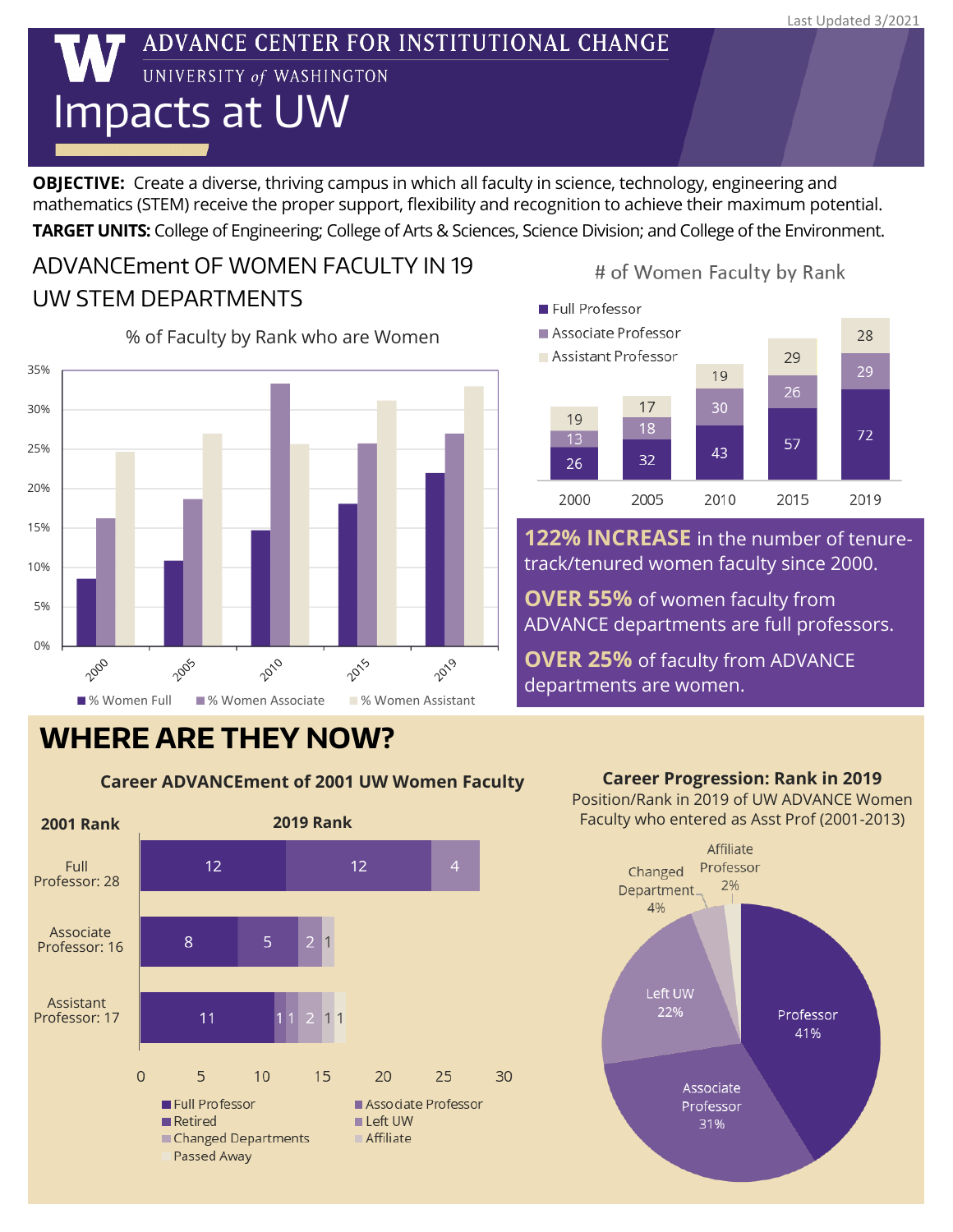Last Updated 3/2021

# ADVANCE CENTER FOR INSTITUTIONAL CHANGE

UNIVERSITY of WASHINGTON

# Impacts at UW

**OBJECTIVE:** Create a diverse, thriving campus in which all faculty in science, technology, engineering and mathematics (STEM) receive the proper support, flexibility and recognition to achieve their maximum potential.

**TARGET UNITS:** College of Engineering; College of Arts & Sciences, Science Division; and College of the Environment.

## ADVANCEment OF WOMEN FACULTY IN 19 UW STEM DEPARTMENTS

### % of Faculty by Rank who are Women

| Year | % Women Full | % Women Associate | % Women Assistant |
|---|---|---|---|
| 2000 | ~8.5% | ~16% | ~24.5% |
| 2005 | ~11% | ~18.5% | ~27% |
| 2010 | ~14.5% | ~33% | ~25.5% |
| 2015 | ~18% | ~25.5% | ~31% |
| 2019 | ~22% | ~27% | ~33% |

### # of Women Faculty by Rank

| Year | Full Professor | Associate Professor | Assistant Professor |
|---|---|---|---|
| 2000 | 26 | 13 | 19 |
| 2005 | 32 | 18 | 17 |
| 2010 | 43 | 30 | 19 |
| 2015 | 57 | 26 | 29 |
| 2019 | 72 | 29 | 28 |

**122% INCREASE** in the number of tenure-track/tenured women faculty since 2000.

**OVER 55%** of women faculty from ADVANCE departments are full professors.

**OVER 25%** of faculty from ADVANCE departments are women.

## WHERE ARE THEY NOW?

### Career ADVANCEment of 2001 UW Women Faculty

| 2001 Rank | Full Professor | Associate Professor | Retired | Left UW | Changed Departments | Affiliate | Passed Away |
|---|---|---|---|---|---|---|---|
| Full Professor: 28 | | | 12 | 12 | 4 | | |
| Associate Professor: 16 | 8 | | 5 | | 2 | | 1 |
| Assistant Professor: 17 | 11 | 1 | 1 | 2 | 1 | | 1 |

### Career Progression: Rank in 2019

Position/Rank in 2019 of UW ADVANCE Women Faculty who entered as Asst Prof (2001-2013)

| Position/Rank | % |
|---|---|
| Professor | 41% |
| Associate Professor | 31% |
| Left UW | 22% |
| Changed Department | 4% |
| Affiliate Professor | 2% |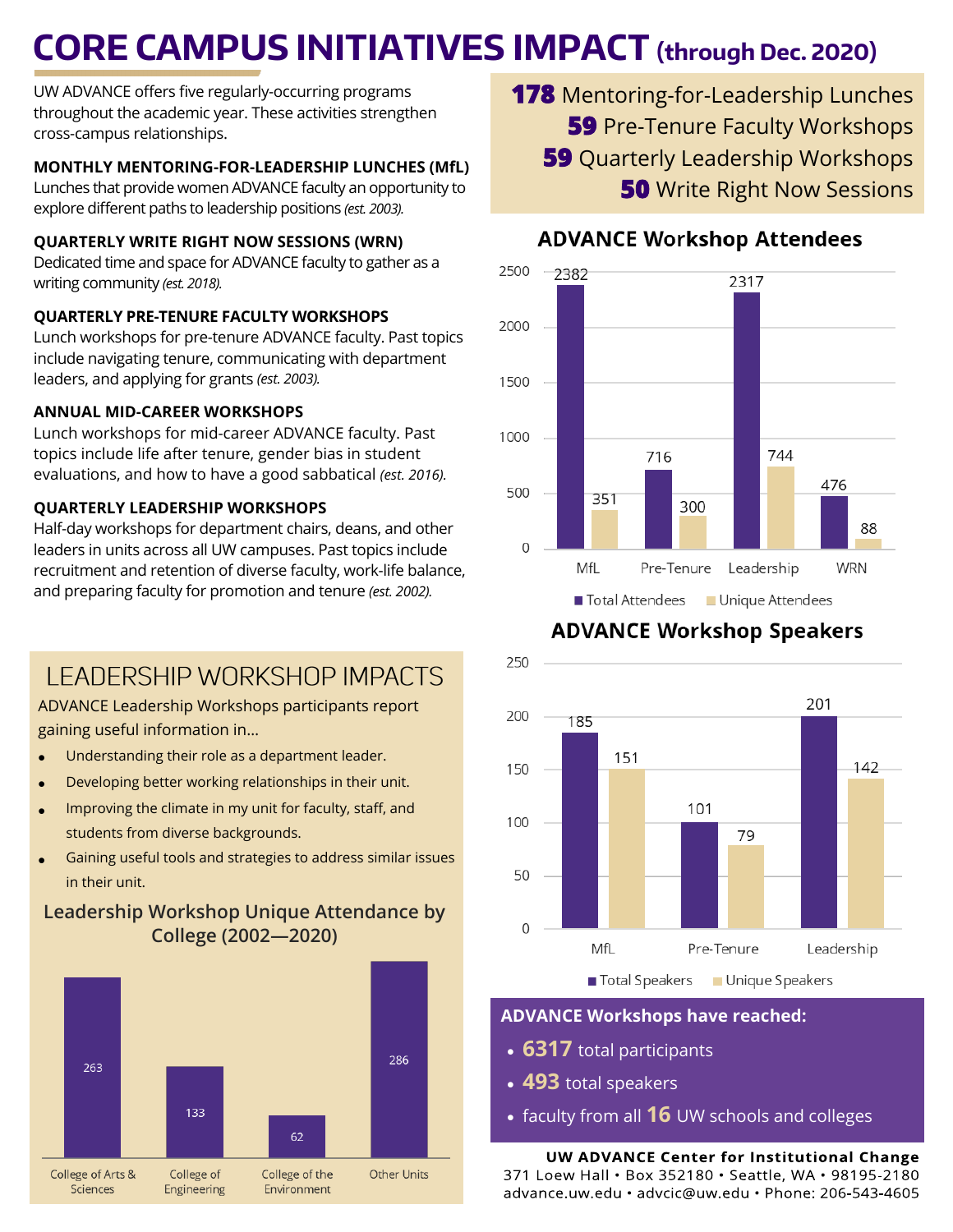# CORE CAMPUS INITIATIVES IMPACT (through Dec. 2020)

UW ADVANCE offers five regularly-occurring programs throughout the academic year. These activities strengthen cross-campus relationships.

**MONTHLY MENTORING-FOR-LEADERSHIP LUNCHES (MfL)**
Lunches that provide women ADVANCE faculty an opportunity to explore different paths to leadership positions *(est. 2003).*

**QUARTERLY WRITE RIGHT NOW SESSIONS (WRN)**
Dedicated time and space for ADVANCE faculty to gather as a writing community *(est. 2018).*

**QUARTERLY PRE-TENURE FACULTY WORKSHOPS**
Lunch workshops for pre-tenure ADVANCE faculty. Past topics include navigating tenure, communicating with department leaders, and applying for grants *(est. 2003).*

**ANNUAL MID-CAREER WORKSHOPS**
Lunch workshops for mid-career ADVANCE faculty. Past topics include life after tenure, gender bias in student evaluations, and how to have a good sabbatical *(est. 2016).*

**QUARTERLY LEADERSHIP WORKSHOPS**
Half-day workshops for department chairs, deans, and other leaders in units across all UW campuses. Past topics include recruitment and retention of diverse faculty, work-life balance, and preparing faculty for promotion and tenure *(est. 2002).*

**178** Mentoring-for-Leadership Lunches
**59** Pre-Tenure Faculty Workshops
**59** Quarterly Leadership Workshops
**50** Write Right Now Sessions

## ADVANCE Workshop Attendees

2382
351
716
300
2317
744
476
88

MfL
Pre-Tenure
Leadership
WRN

Total Attendees
Unique Attendees

## ADVANCE Workshop Speakers

185
151
101
79
201
142

MfL
Pre-Tenure
Leadership

Total Speakers
Unique Speakers

## LEADERSHIP WORKSHOP IMPACTS

ADVANCE Leadership Workshops participants report gaining useful information in…

- Understanding their role as a department leader.
- Developing better working relationships in their unit.
- Improving the climate in my unit for faculty, staff, and students from diverse backgrounds.
- Gaining useful tools and strategies to address similar issues in their unit.

### Leadership Workshop Unique Attendance by College (2002—2020)

263
133
62
286

College of Arts & Sciences
College of Engineering
College of the Environment
Other Units

**ADVANCE Workshops have reached:**

- **6317** total participants
- **493** total speakers
- faculty from all **16** UW schools and colleges

**UW ADVANCE Center for Institutional Change**
371 Loew Hall • Box 352180 • Seattle, WA • 98195-2180
advance.uw.edu • advcic@uw.edu • Phone: 206-543-4605